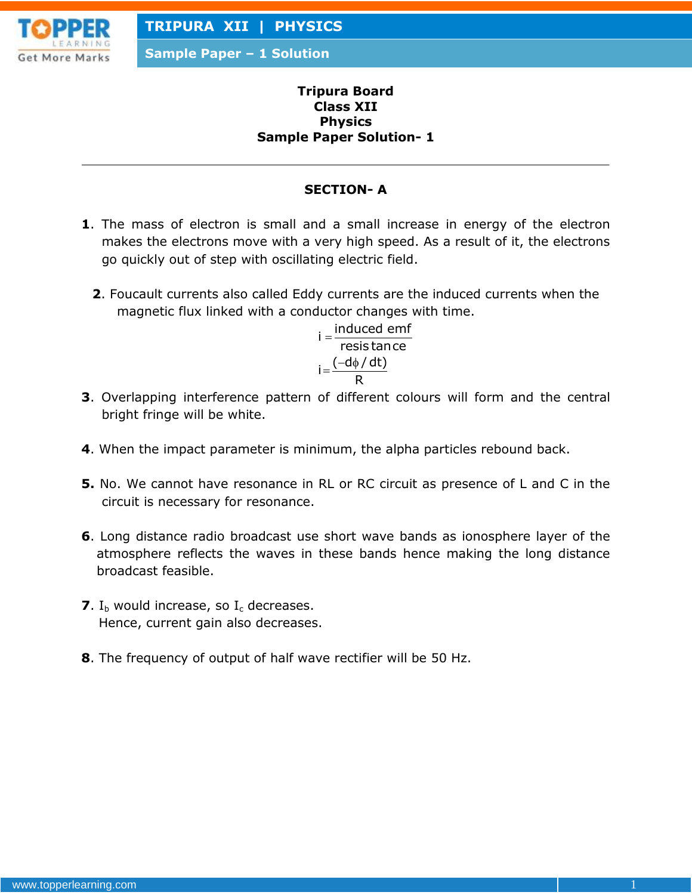**Tripura Board**
**Class XII**
**Physics**
**Sample Paper Solution- 1**

---

## SECTION- A

**1**. The mass of electron is small and a small increase in energy of the electron makes the electrons move with a very high speed. As a result of it, the electrons go quickly out of step with oscillating electric field.

**2**. Foucault currents also called Eddy currents are the induced currents when the magnetic flux linked with a conductor changes with time.

$$i = \frac{\text{induced emf}}{\text{resistance}}$$

$$i = \frac{(-d\phi / dt)}{R}$$

**3**. Overlapping interference pattern of different colours will form and the central bright fringe will be white.

**4**. When the impact parameter is minimum, the alpha particles rebound back.

**5.** No. We cannot have resonance in RL or RC circuit as presence of L and C in the circuit is necessary for resonance.

**6**. Long distance radio broadcast use short wave bands as ionosphere layer of the atmosphere reflects the waves in these bands hence making the long distance broadcast feasible.

**7**. $I_b$ would increase, so $I_c$ decreases.
Hence, current gain also decreases.

**8**. The frequency of output of half wave rectifier will be 50 Hz.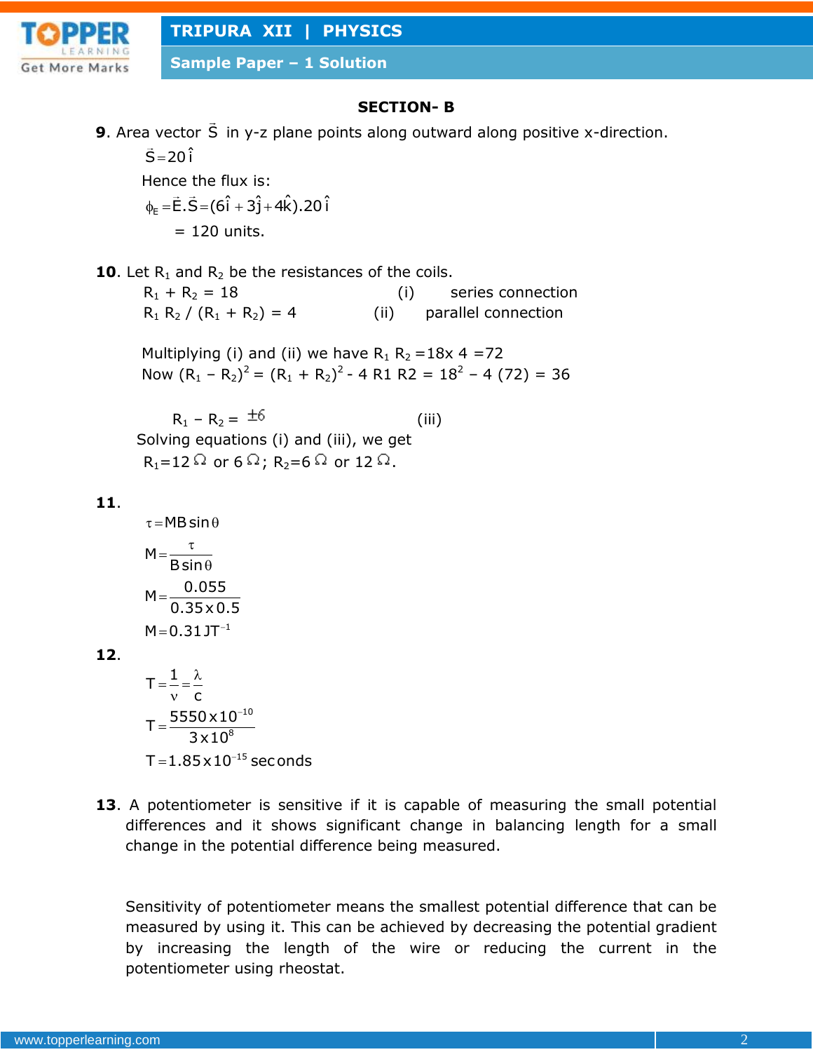## SECTION- B

**9**. Area vector $\vec{S}$ in y-z plane points along outward along positive x-direction.

$\vec{S} = 20\,\hat{i}$

Hence the flux is:

$\phi_E = \vec{E}.\vec{S} = (6\hat{i} + 3\hat{j} + 4\hat{k}).20\,\hat{i}$

= 120 units.

**10**. Let $R_1$ and $R_2$ be the resistances of the coils.

$R_1 + R_2 = 18$ (i) series connection

$R_1 R_2 / (R_1 + R_2) = 4$ (ii) parallel connection

Multiplying (i) and (ii) we have $R_1 R_2 = 18 \times 4 = 72$

Now $(R_1 - R_2)^2 = (R_1 + R_2)^2 - 4 R_1 R_2 = 18^2 - 4\,(72) = 36$

$R_1 - R_2 = \pm 6$ (iii)

Solving equations (i) and (iii), we get

$R_1 = 12\,\Omega$ or $6\,\Omega$; $R_2 = 6\,\Omega$ or $12\,\Omega$.

**11**.

$\tau = MB\sin\theta$

$M = \dfrac{\tau}{B\sin\theta}$

$M = \dfrac{0.055}{0.35 \times 0.5}$

$M = 0.31\,JT^{-1}$

**12**.

$T = \dfrac{1}{\nu} = \dfrac{\lambda}{c}$

$T = \dfrac{5550 \times 10^{-10}}{3 \times 10^{8}}$

$T = 1.85 \times 10^{-15}$ seconds

**13**. A potentiometer is sensitive if it is capable of measuring the small potential differences and it shows significant change in balancing length for a small change in the potential difference being measured.

Sensitivity of potentiometer means the smallest potential difference that can be measured by using it. This can be achieved by decreasing the potential gradient by increasing the length of the wire or reducing the current in the potentiometer using rheostat.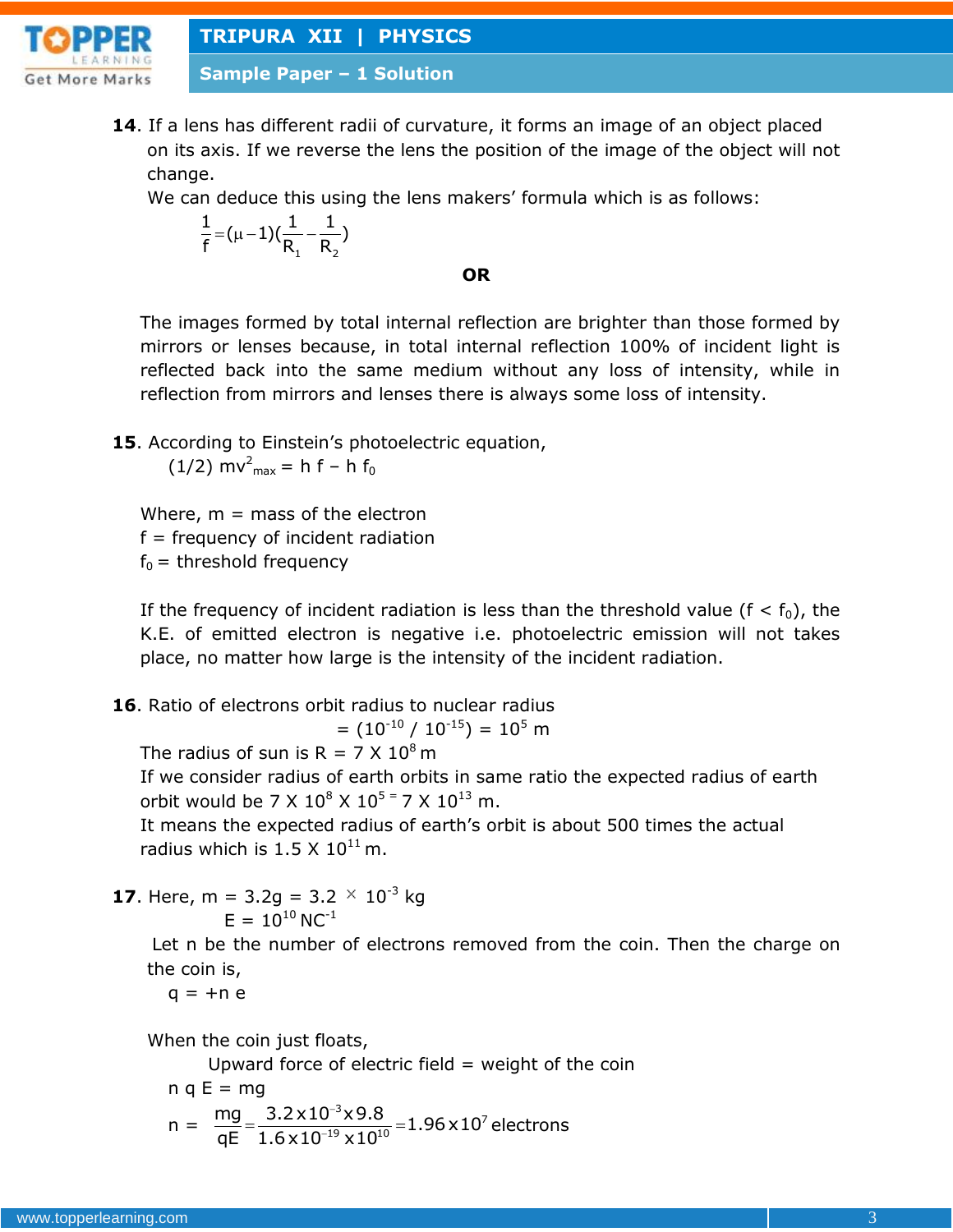**14**. If a lens has different radii of curvature, it forms an image of an object placed on its axis. If we reverse the lens the position of the image of the object will not change.

We can deduce this using the lens makers' formula which is as follows:

$$\frac{1}{f}=(\mu-1)\left(\frac{1}{R_1}-\frac{1}{R_2}\right)$$

**OR**

The images formed by total internal reflection are brighter than those formed by mirrors or lenses because, in total internal reflection 100% of incident light is reflected back into the same medium without any loss of intensity, while in reflection from mirrors and lenses there is always some loss of intensity.

**15**. According to Einstein's photoelectric equation,

$(1/2)\, mv^2_{max} = h f - h f_0$

Where, m = mass of the electron

f = frequency of incident radiation

$f_0$ = threshold frequency

If the frequency of incident radiation is less than the threshold value ($f < f_0$), the K.E. of emitted electron is negative i.e. photoelectric emission will not takes place, no matter how large is the intensity of the incident radiation.

**16**. Ratio of electrons orbit radius to nuclear radius

$= (10^{-10} / 10^{-15}) = 10^5$ m

The radius of sun is $R = 7 \times 10^8$ m

If we consider radius of earth orbits in same ratio the expected radius of earth orbit would be $7 \times 10^8 \times 10^5 = 7 \times 10^{13}$ m.

It means the expected radius of earth's orbit is about 500 times the actual radius which is $1.5 \times 10^{11}$ m.

**17**. Here, $m = 3.2\text{g} = 3.2 \times 10^{-3}$ kg

$E = 10^{10}\ \text{NC}^{-1}$

Let n be the number of electrons removed from the coin. Then the charge on the coin is,

$q = +n\, e$

When the coin just floats,

Upward force of electric field = weight of the coin

$n\, q\, E = mg$

$$n = \frac{mg}{qE}=\frac{3.2\times10^{-3}\times9.8}{1.6\times10^{-19}\times10^{10}}=1.96\times10^{7}\ \text{electrons}$$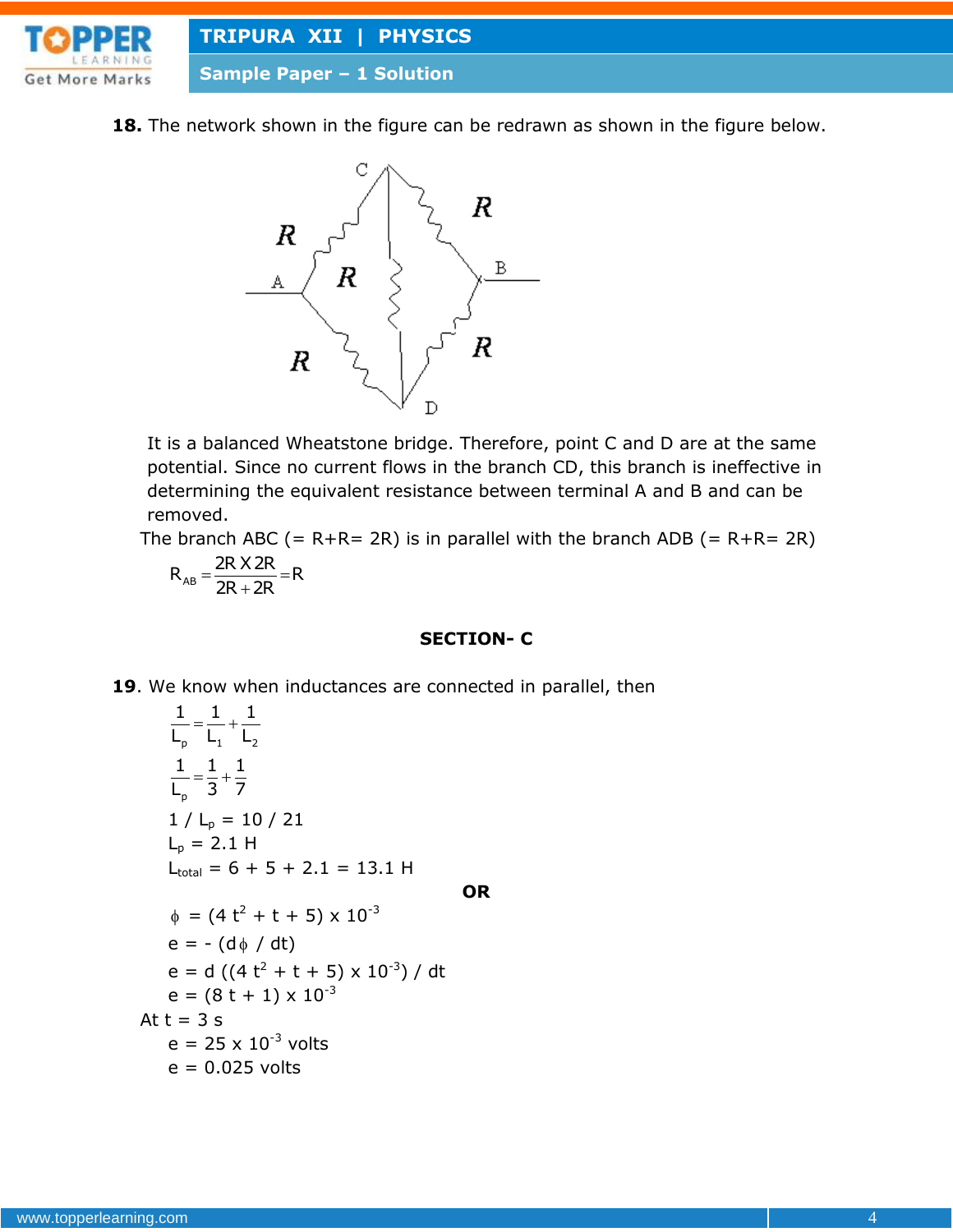**18.** The network shown in the figure can be redrawn as shown in the figure below.

C

R

R

B

R

A

R

R

D

It is a balanced Wheatstone bridge. Therefore, point C and D are at the same potential. Since no current flows in the branch CD, this branch is ineffective in determining the equivalent resistance between terminal A and B and can be removed.

The branch ABC (= R+R= 2R) is in parallel with the branch ADB (= R+R= 2R)

$$R_{AB} = \frac{2R \times 2R}{2R + 2R} = R$$

**SECTION- C**

**19**. We know when inductances are connected in parallel, then

$$\frac{1}{L_p} = \frac{1}{L_1} + \frac{1}{L_2}$$

$$\frac{1}{L_p} = \frac{1}{3} + \frac{1}{7}$$

$1 / L_p = 10 / 21$

$L_p = 2.1$ H

$L_{total} = 6 + 5 + 2.1 = 13.1$ H

**OR**

$\phi = (4t^2 + t + 5) \times 10^{-3}$

$e = -(d\phi / dt)$

$e = d((4t^2 + t + 5) \times 10^{-3}) / dt$

$e = (8t + 1) \times 10^{-3}$

At t = 3 s

$e = 25 \times 10^{-3}$ volts

$e = 0.025$ volts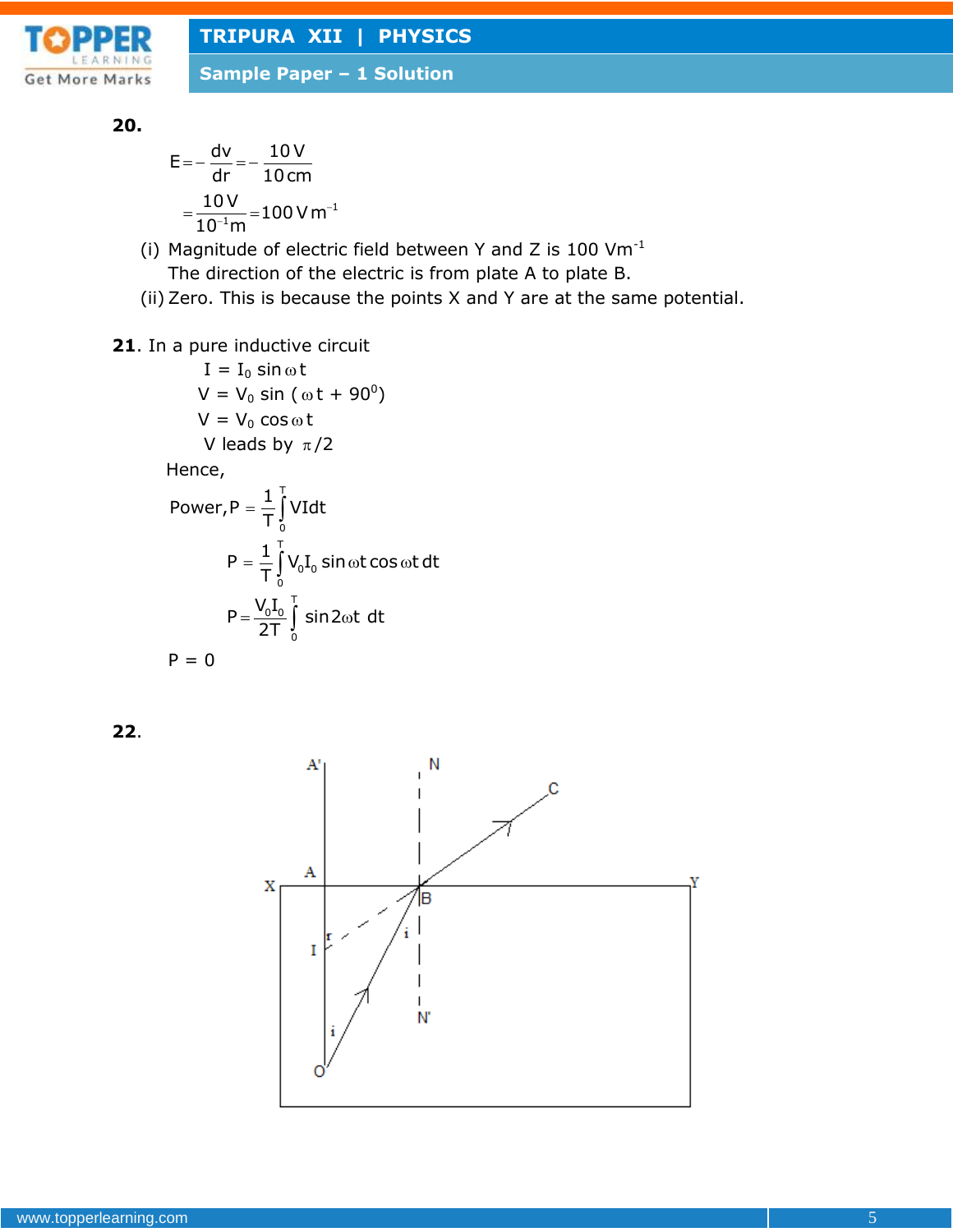**20.**

$$E = -\frac{dv}{dr} = -\frac{10\,V}{10\,cm}$$

$$= \frac{10\,V}{10^{-1}m} = 100\,V\,m^{-1}$$

(i) Magnitude of electric field between Y and Z is 100 $Vm^{-1}$

The direction of the electric is from plate A to plate B.

(ii) Zero. This is because the points X and Y are at the same potential.

**21**. In a pure inductive circuit

$I = I_0 \sin \omega t$

$V = V_0 \sin(\omega t + 90^0)$

$V = V_0 \cos \omega t$

V leads by $\pi/2$

Hence,

$$\text{Power}, P = \frac{1}{T}\int_0^T VIdt$$

$$P = \frac{1}{T}\int_0^T V_0 I_0 \sin\omega t \cos\omega t\, dt$$

$$P = \frac{V_0 I_0}{2T}\int_0^T \sin 2\omega t\, dt$$

$P = 0$

**22**.

A'

N

C

A

X

Y

B

r

i

I

i

N'

O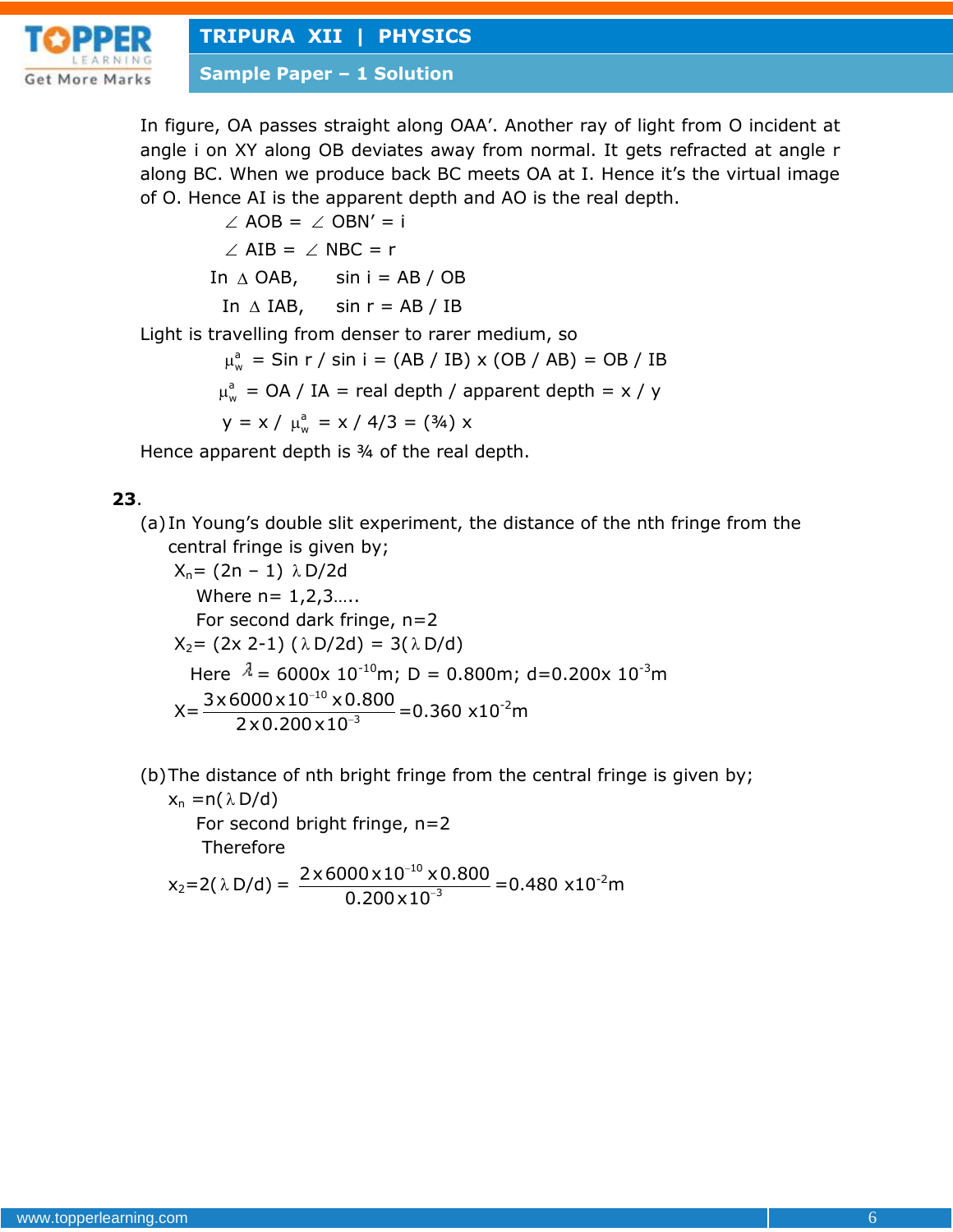In figure, OA passes straight along OAA′. Another ray of light from O incident at angle i on XY along OB deviates away from normal. It gets refracted at angle r along BC. When we produce back BC meets OA at I. Hence it's the virtual image of O. Hence AI is the apparent depth and AO is the real depth.

$$\angle AOB = \angle OBN' = i$$

$$\angle AIB = \angle NBC = r$$

In $\Delta$ OAB, $\sin i = AB / OB$

In $\Delta$ IAB, $\sin r = AB / IB$

Light is travelling from denser to rarer medium, so

$${}^{a}\mu_{w} = \sin r / \sin i = (AB / IB) \times (OB / AB) = OB / IB$$

$${}^{a}\mu_{w} = OA / IA = \text{real depth} / \text{apparent depth} = x / y$$

$$y = x / {}^{a}\mu_{w} = x / 4/3 = (3/4)\, x$$

Hence apparent depth is ¾ of the real depth.

**23**.

(a) In Young's double slit experiment, the distance of the nth fringe from the central fringe is given by;

$X_n = (2n - 1)\, \lambda D/2d$

Where n= 1,2,3…..

For second dark fringe, n=2

$X_2 = (2 \times 2 - 1)\,(\lambda D/2d) = 3(\lambda D/d)$

Here $\lambda = 6000 \times 10^{-10}$m; D = 0.800m; $d = 0.200 \times 10^{-3}$m

$$X = \frac{3 \times 6000 \times 10^{-10} \times 0.800}{2 \times 0.200 \times 10^{-3}} = 0.360 \times 10^{-2}\text{m}$$

(b) The distance of nth bright fringe from the central fringe is given by;

$x_n = n(\lambda D/d)$

For second bright fringe, n=2

Therefore

$$x_2 = 2(\lambda D/d) = \frac{2 \times 6000 \times 10^{-10} \times 0.800}{0.200 \times 10^{-3}} = 0.480 \times 10^{-2}\text{m}$$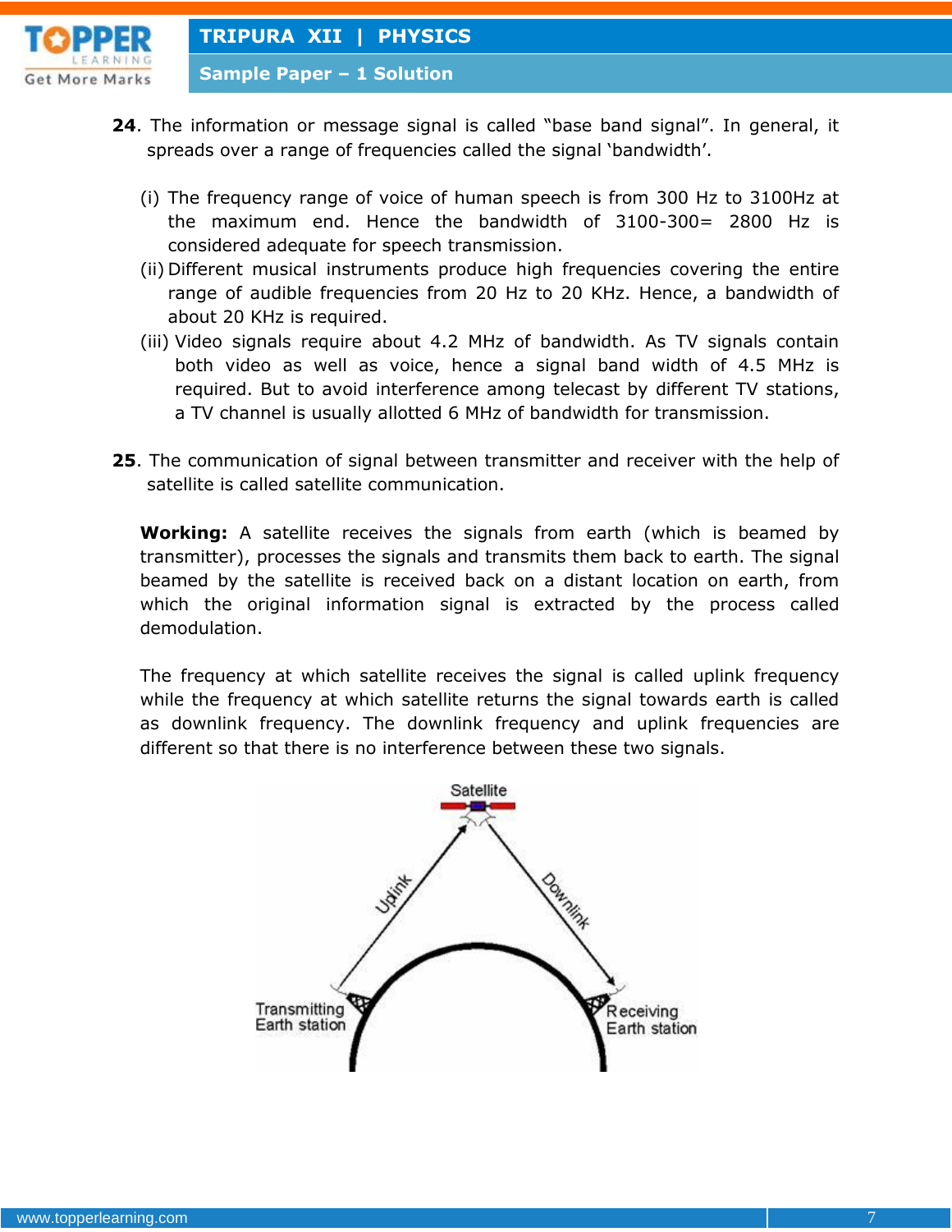**24**. The information or message signal is called "base band signal". In general, it spreads over a range of frequencies called the signal 'bandwidth'.

(i) The frequency range of voice of human speech is from 300 Hz to 3100Hz at the maximum end. Hence the bandwidth of 3100-300= 2800 Hz is considered adequate for speech transmission.

(ii) Different musical instruments produce high frequencies covering the entire range of audible frequencies from 20 Hz to 20 KHz. Hence, a bandwidth of about 20 KHz is required.

(iii) Video signals require about 4.2 MHz of bandwidth. As TV signals contain both video as well as voice, hence a signal band width of 4.5 MHz is required. But to avoid interference among telecast by different TV stations, a TV channel is usually allotted 6 MHz of bandwidth for transmission.

**25**. The communication of signal between transmitter and receiver with the help of satellite is called satellite communication.

**Working:** A satellite receives the signals from earth (which is beamed by transmitter), processes the signals and transmits them back to earth. The signal beamed by the satellite is received back on a distant location on earth, from which the original information signal is extracted by the process called demodulation.

The frequency at which satellite receives the signal is called uplink frequency while the frequency at which satellite returns the signal towards earth is called as downlink frequency. The downlink frequency and uplink frequencies are different so that there is no interference between these two signals.

Satellite

Uplink

Downlink

Transmitting Earth station

Receiving Earth station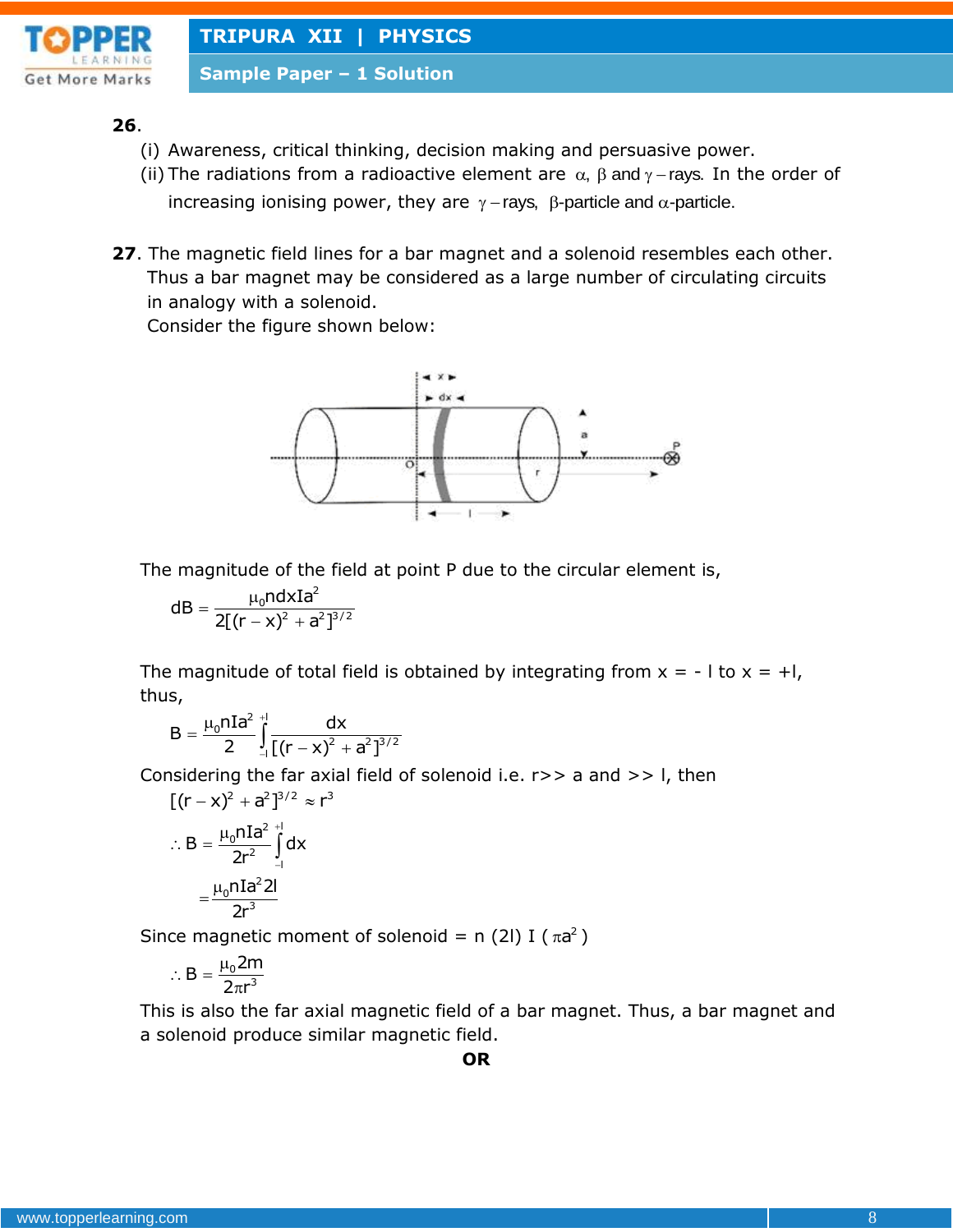**26**.

(i) Awareness, critical thinking, decision making and persuasive power.

(ii) The radiations from a radioactive element are $\alpha$, $\beta$ and $\gamma-$rays. In the order of increasing ionising power, they are $\gamma-$rays, $\beta$-particle and $\alpha$-particle.

**27**. The magnetic field lines for a bar magnet and a solenoid resembles each other. Thus a bar magnet may be considered as a large number of circulating circuits in analogy with a solenoid.

Consider the figure shown below:

x

dx

a

P

O

r

l

The magnitude of the field at point P due to the circular element is,

$$dB = \frac{\mu_0 ndxIa^2}{2[(r-x)^2 + a^2]^{3/2}}$$

The magnitude of total field is obtained by integrating from x = - l to x = +l, thus,

$$B = \frac{\mu_0 nIa^2}{2}\int_{-l}^{+l}\frac{dx}{[(r-x)^2 + a^2]^{3/2}}$$

Considering the far axial field of solenoid i.e. r>> a and >> l, then

$$[(r-x)^2 + a^2]^{3/2} \approx r^3$$

$$\therefore B = \frac{\mu_0 nIa^2}{2r^2}\int_{-l}^{+l} dx$$

$$= \frac{\mu_0 nIa^2 2l}{2r^3}$$

Since magnetic moment of solenoid = n (2l) I ( $\pi a^2$ )

$$\therefore B = \frac{\mu_0 2m}{2\pi r^3}$$

This is also the far axial magnetic field of a bar magnet. Thus, a bar magnet and a solenoid produce similar magnetic field.

**OR**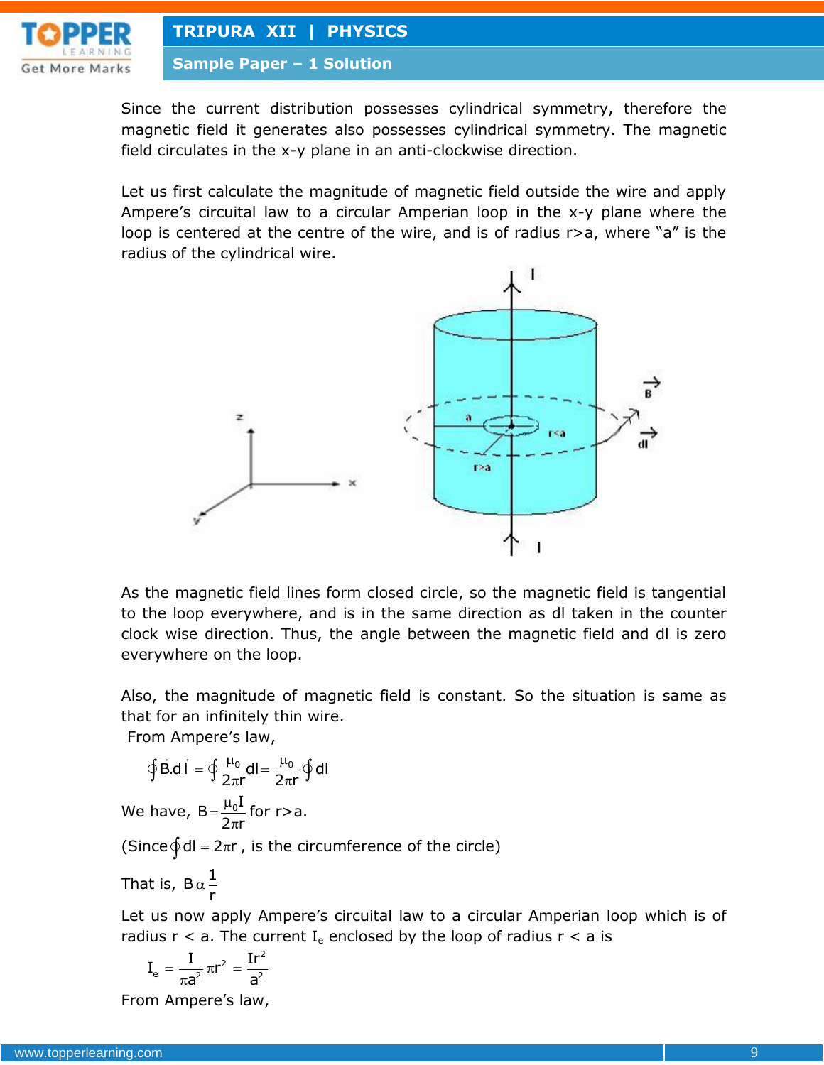Since the current distribution possesses cylindrical symmetry, therefore the magnetic field it generates also possesses cylindrical symmetry. The magnetic field circulates in the x-y plane in an anti-clockwise direction.

Let us first calculate the magnitude of magnetic field outside the wire and apply Ampere's circuital law to a circular Amperian loop in the x-y plane where the loop is centered at the centre of the wire, and is of radius r>a, where "a" is the radius of the cylindrical wire.

z
x
y
I
a
r<a
r>a
$\vec{B}$
$\vec{dl}$
I

As the magnetic field lines form closed circle, so the magnetic field is tangential to the loop everywhere, and is in the same direction as dl taken in the counter clock wise direction. Thus, the angle between the magnetic field and dl is zero everywhere on the loop.

Also, the magnitude of magnetic field is constant. So the situation is same as that for an infinitely thin wire.

From Ampere's law,

$$\oint \vec{B}.d\vec{l} = \oint \frac{\mu_0}{2\pi r} dl = \frac{\mu_0}{2\pi r} \oint dl$$

We have, $B = \frac{\mu_0 I}{2\pi r}$ for r>a.

(Since $\oint dl = 2\pi r$, is the circumference of the circle)

That is, $B \, \alpha \, \frac{1}{r}$

Let us now apply Ampere's circuital law to a circular Amperian loop which is of radius r < a. The current $I_e$ enclosed by the loop of radius r < a is

$$I_e = \frac{I}{\pi a^2} \pi r^2 = \frac{I r^2}{a^2}$$

From Ampere's law,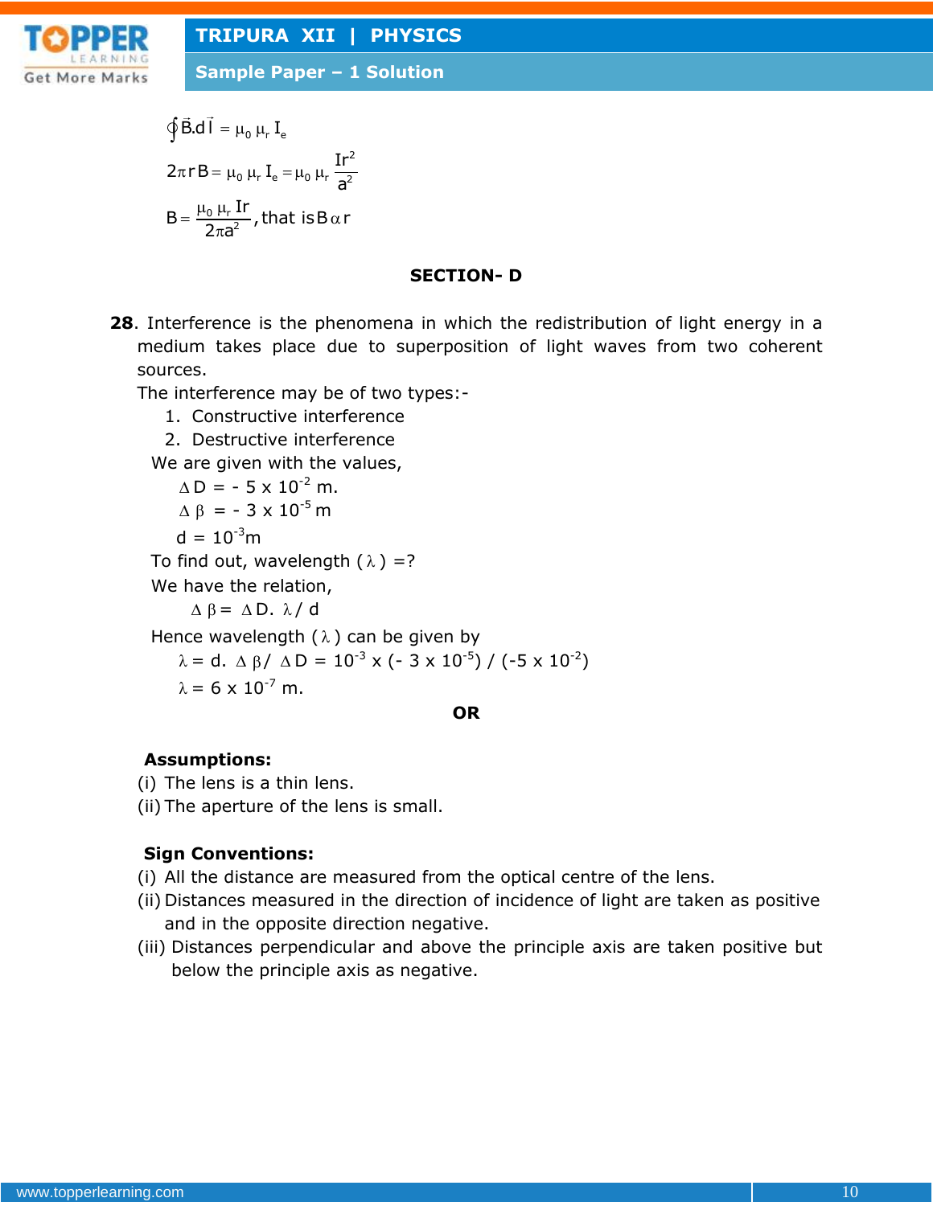$$\oint \vec{B}.d\vec{l} = \mu_0 \mu_r I_e$$

$$2\pi r B = \mu_0 \mu_r I_e = \mu_0 \mu_r \frac{Ir^2}{a^2}$$

$$B = \frac{\mu_0 \mu_r Ir}{2\pi a^2}, \text{that is } B \alpha r$$

## SECTION- D

**28**. Interference is the phenomena in which the redistribution of light energy in a medium takes place due to superposition of light waves from two coherent sources.

The interference may be of two types:-

1. Constructive interference
2. Destructive interference

We are given with the values,

$\Delta D$ = - 5 x $10^{-2}$ m.

$\Delta \beta$ = - 3 x $10^{-5}$ m

d = $10^{-3}$m

To find out, wavelength ($\lambda$) =?

We have the relation,

$\Delta \beta = \Delta D. \lambda / d$

Hence wavelength ($\lambda$) can be given by

$\lambda$ = d. $\Delta \beta / \Delta D$ = $10^{-3}$ x (- 3 x $10^{-5}$) / (-5 x $10^{-2}$)

$\lambda$ = 6 x $10^{-7}$ m.

**OR**

**Assumptions:**

(i) The lens is a thin lens.

(ii) The aperture of the lens is small.

**Sign Conventions:**

(i) All the distance are measured from the optical centre of the lens.

(ii) Distances measured in the direction of incidence of light are taken as positive and in the opposite direction negative.

(iii) Distances perpendicular and above the principle axis are taken positive but below the principle axis as negative.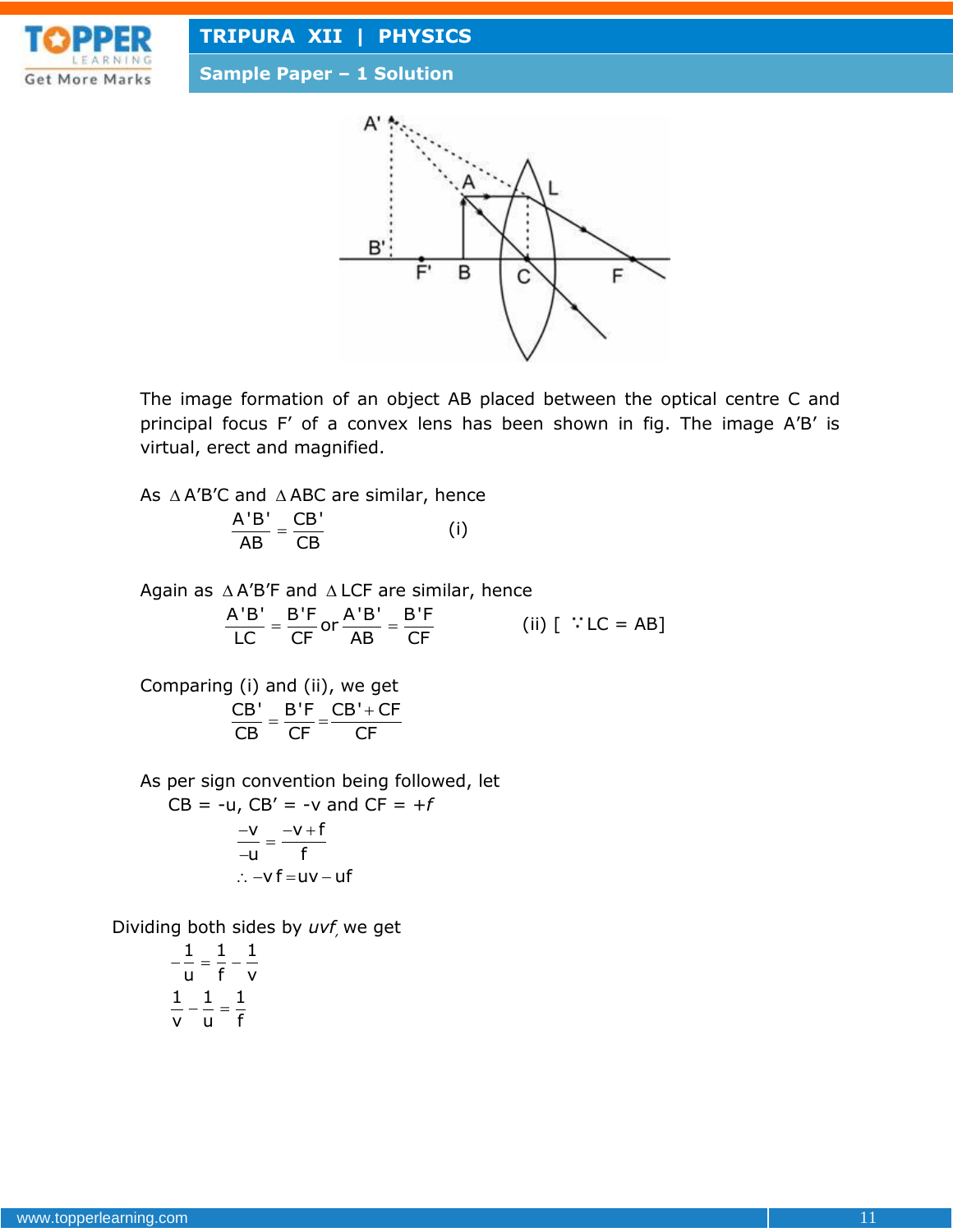The image formation of an object AB placed between the optical centre C and principal focus F' of a convex lens has been shown in fig. The image A'B' is virtual, erect and magnified.

As $\Delta$ A'B'C and $\Delta$ ABC are similar, hence

$$\frac{A'B'}{AB} = \frac{CB'}{CB} \qquad \text{(i)}$$

Again as $\Delta$ A'B'F and $\Delta$ LCF are similar, hence

$$\frac{A'B'}{LC} = \frac{B'F}{CF} \text{ or } \frac{A'B'}{AB} = \frac{B'F}{CF} \qquad \text{(ii) } [\because LC = AB]$$

Comparing (i) and (ii), we get

$$\frac{CB'}{CB} = \frac{B'F}{CF} = \frac{CB' + CF}{CF}$$

As per sign convention being followed, let

CB = -u, CB' = -v and CF = +*f*

$$\frac{-v}{-u} = \frac{-v + f}{f}$$

$$\therefore -vf = uv - uf$$

Dividing both sides by *uvf*, we get

$$-\frac{1}{u} = \frac{1}{f} - \frac{1}{v}$$

$$\frac{1}{v} - \frac{1}{u} = \frac{1}{f}$$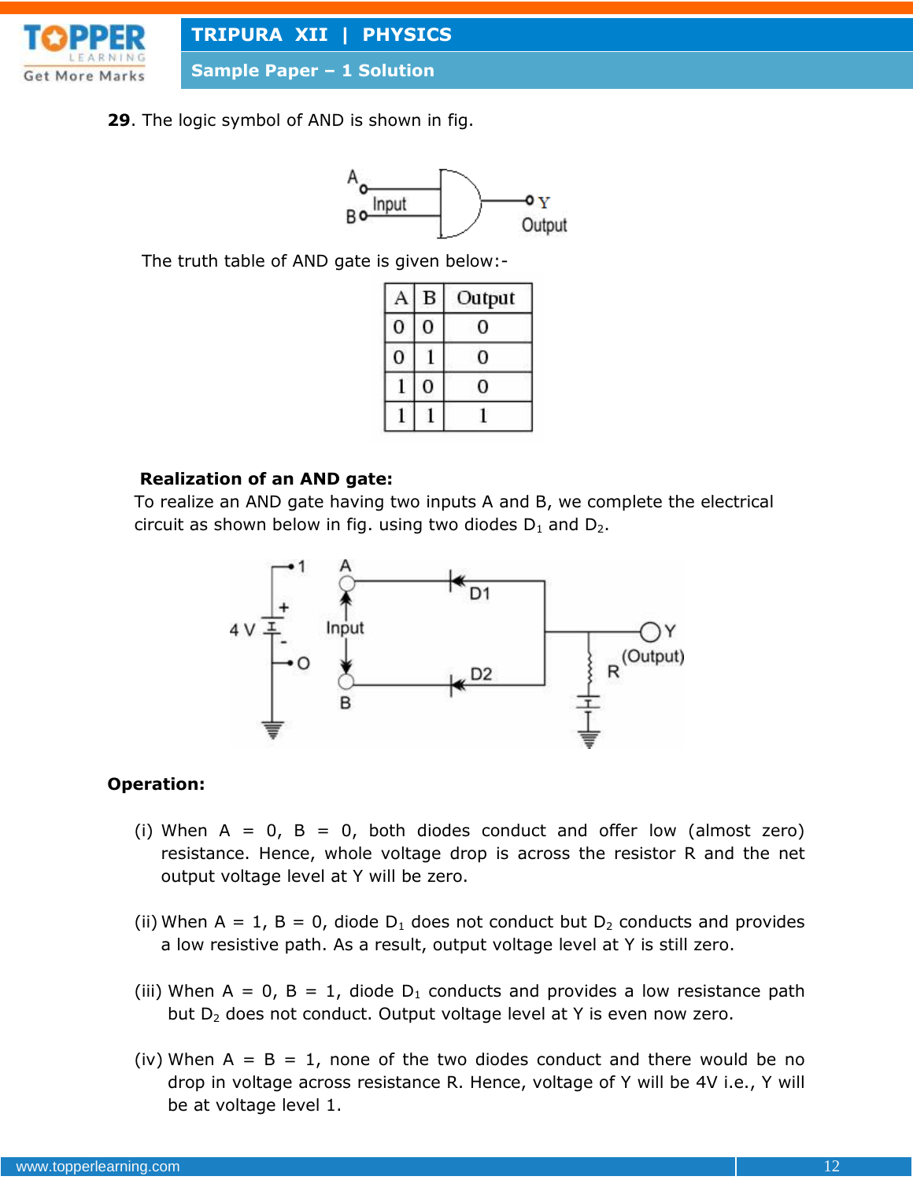**29**. The logic symbol of AND is shown in fig.

The truth table of AND gate is given below:-

| A | B | Output |
|---|---|---|
| 0 | 0 | 0 |
| 0 | 1 | 0 |
| 1 | 0 | 0 |
| 1 | 1 | 1 |

**Realization of an AND gate:**

To realize an AND gate having two inputs A and B, we complete the electrical circuit as shown below in fig. using two diodes $D_1$ and $D_2$.

**Operation:**

(i) When A = 0, B = 0, both diodes conduct and offer low (almost zero) resistance. Hence, whole voltage drop is across the resistor R and the net output voltage level at Y will be zero.

(ii) When A = 1, B = 0, diode $D_1$ does not conduct but $D_2$ conducts and provides a low resistive path. As a result, output voltage level at Y is still zero.

(iii) When A = 0, B = 1, diode $D_1$ conducts and provides a low resistance path but $D_2$ does not conduct. Output voltage level at Y is even now zero.

(iv) When A = B = 1, none of the two diodes conduct and there would be no drop in voltage across resistance R. Hence, voltage of Y will be 4V i.e., Y will be at voltage level 1.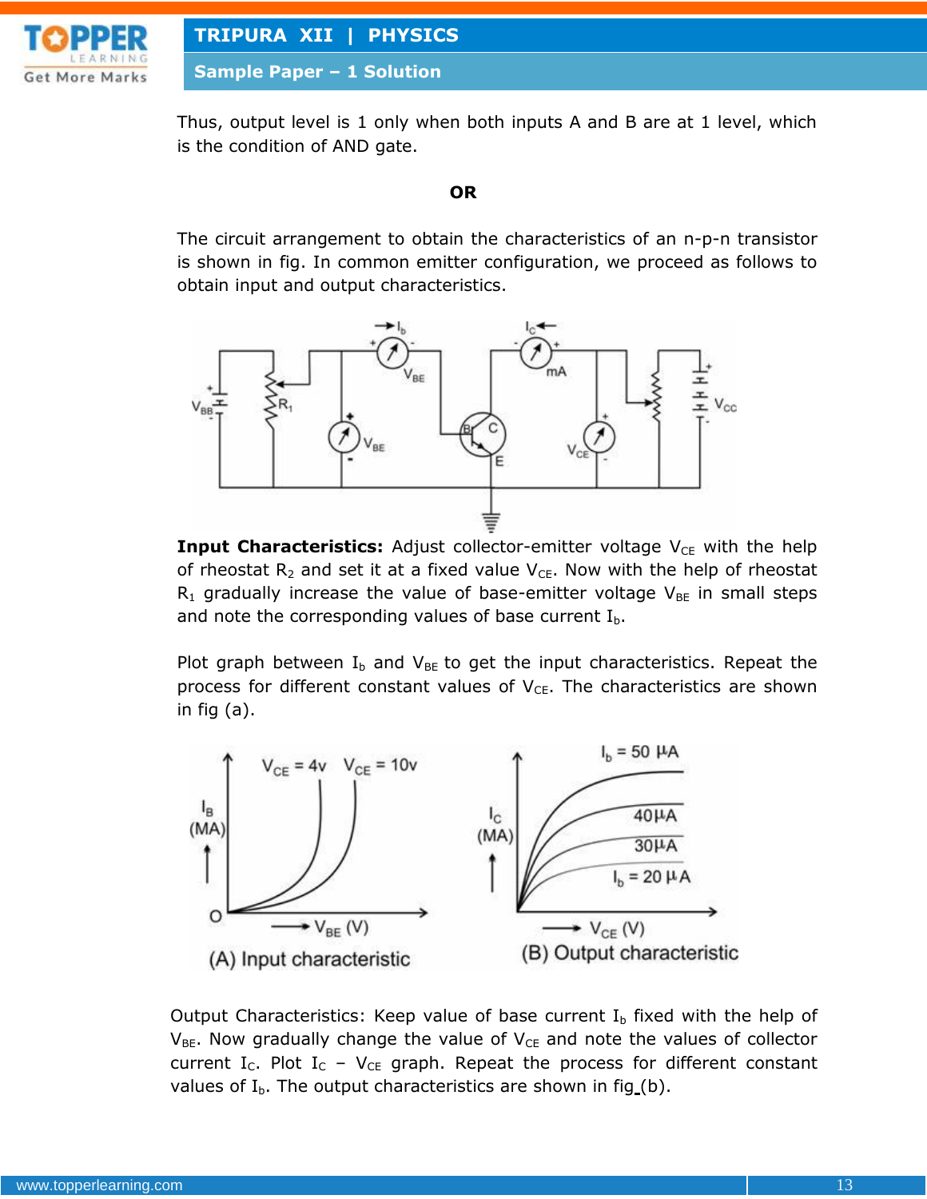Thus, output level is 1 only when both inputs A and B are at 1 level, which is the condition of AND gate.

**OR**

The circuit arrangement to obtain the characteristics of an n-p-n transistor is shown in fig. In common emitter configuration, we proceed as follows to obtain input and output characteristics.

$I_b$ $V_{BE}$ $I_C$ mA $V_{BB}$ $R_1$ $V_{BE}$ B C E $V_{CE}$ $V_{CC}$

**Input Characteristics:** Adjust collector-emitter voltage $V_{CE}$ with the help of rheostat $R_2$ and set it at a fixed value $V_{CE}$. Now with the help of rheostat $R_1$ gradually increase the value of base-emitter voltage $V_{BE}$ in small steps and note the corresponding values of base current $I_b$.

Plot graph between $I_b$ and $V_{BE}$ to get the input characteristics. Repeat the process for different constant values of $V_{CE}$. The characteristics are shown in fig (a).

$V_{CE}$ = 4v $V_{CE}$ = 10v

$I_B$ (MA)

O

$V_{BE}$ (V)

(A) Input characteristic

$I_b$ = 50 μA

40μA

30μA

$I_b$ = 20 μA

$I_C$ (MA)

$V_{CE}$ (V)

(B) Output characteristic

Output Characteristics: Keep value of base current $I_b$ fixed with the help of $V_{BE}$. Now gradually change the value of $V_{CE}$ and note the values of collector current $I_C$. Plot $I_C$ – $V_{CE}$ graph. Repeat the process for different constant values of $I_b$. The output characteristics are shown in fig (b).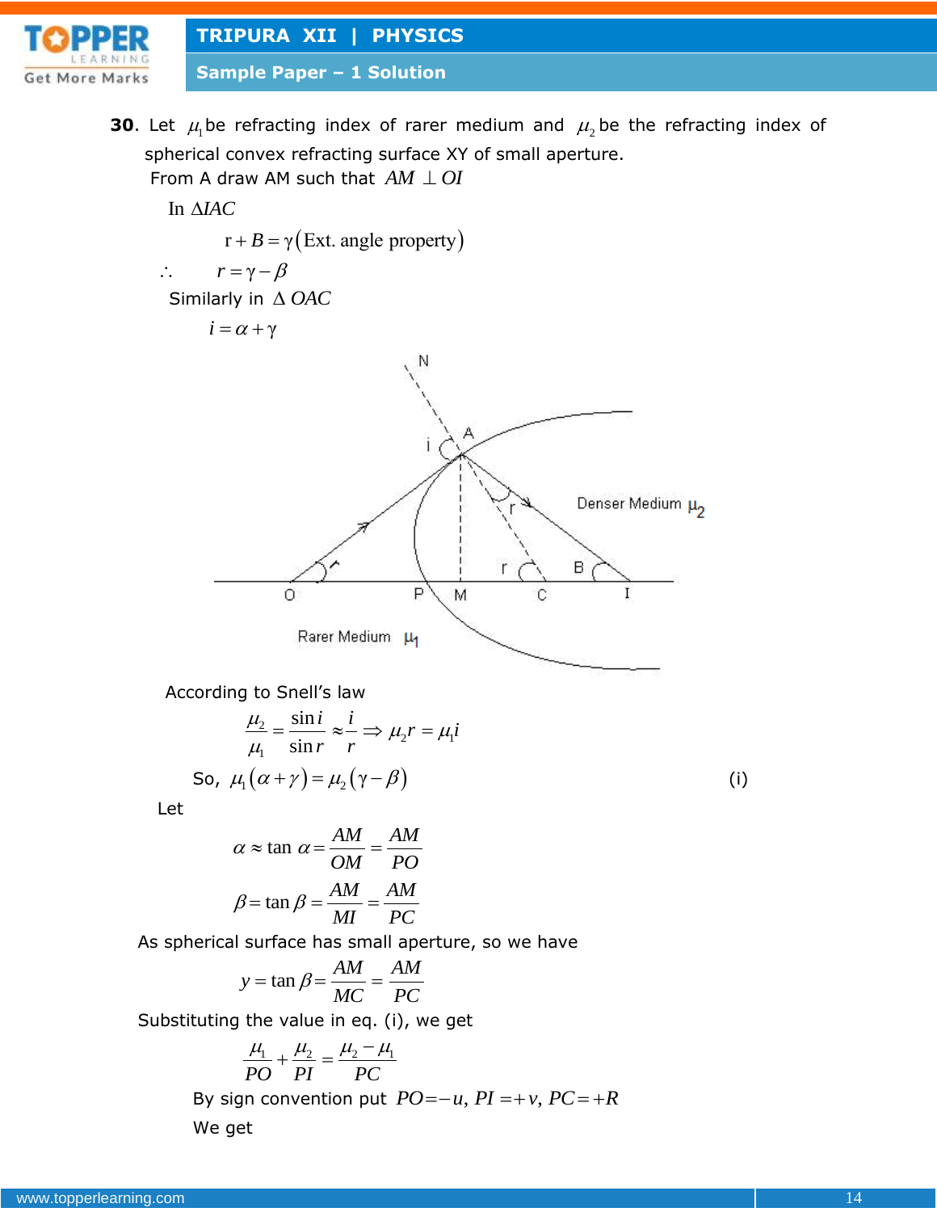**30**. Let $\mu_1$ be refracting index of rarer medium and $\mu_2$ be the refracting index of spherical convex refracting surface XY of small aperture.

From A draw AM such that $AM \perp OI$

In $\Delta IAC$

$$r + B = \gamma (\text{Ext. angle property})$$

$$\therefore \quad r = \gamma - \beta$$

Similarly in $\Delta OAC$

$$i = \alpha + \gamma$$

N
A
i
r
Denser Medium $\mu_2$
r
B
O
P
M
C
I
Rarer Medium $\mu_1$

According to Snell's law

$$\frac{\mu_2}{\mu_1} = \frac{\sin i}{\sin r} \approx \frac{i}{r} \Rightarrow \mu_2 r = \mu_1 i$$

So, $\mu_1(\alpha + \gamma) = \mu_2(\gamma - \beta)$ (i)

Let

$$\alpha \approx \tan \alpha = \frac{AM}{OM} = \frac{AM}{PO}$$

$$\beta = \tan \beta = \frac{AM}{MI} = \frac{AM}{PC}$$

As spherical surface has small aperture, so we have

$$y = \tan \beta = \frac{AM}{MC} = \frac{AM}{PC}$$

Substituting the value in eq. (i), we get

$$\frac{\mu_1}{PO} + \frac{\mu_2}{PI} = \frac{\mu_2 - \mu_1}{PC}$$

By sign convention put $PO = -u,\ PI = +v,\ PC = +R$

We get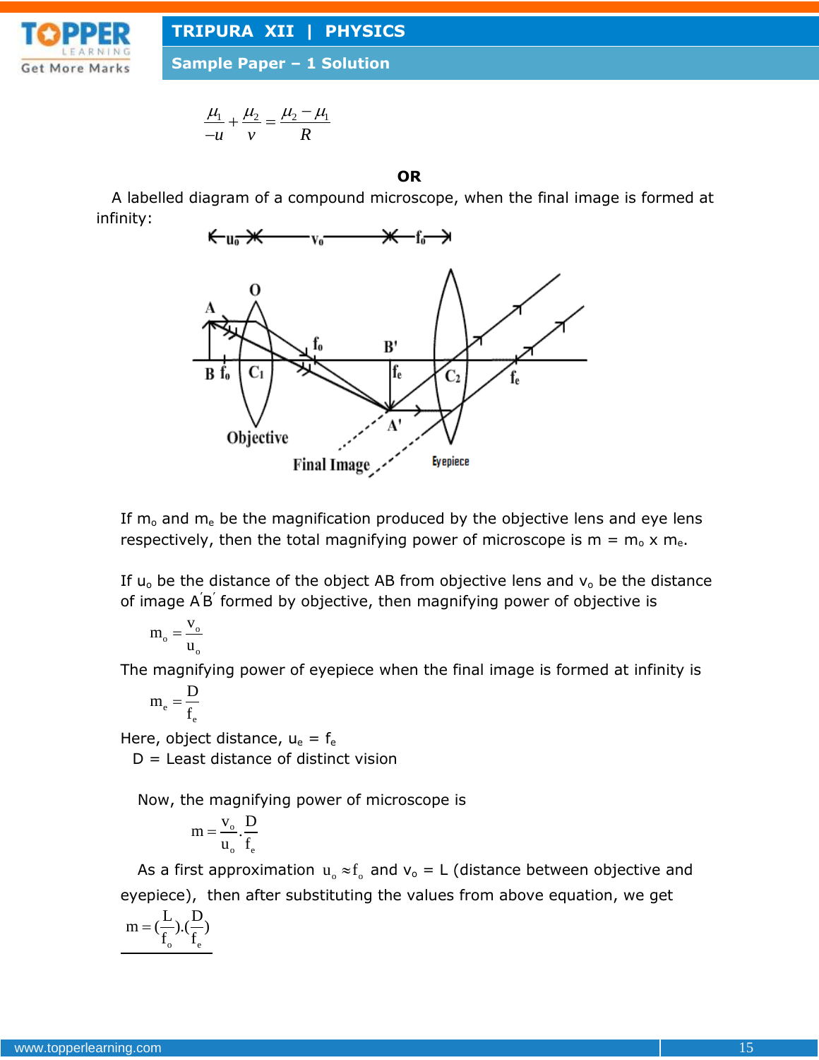$$\frac{\mu_1}{-u} + \frac{\mu_2}{v} = \frac{\mu_2 - \mu_1}{R}$$

**OR**

A labelled diagram of a compound microscope, when the final image is formed at infinity:

$u_0$
$v_0$
$f_0$
O
A
B
$f_0$
$C_1$
$f_0$
B'
$f_e$
$C_2$
$f_e$
A'
Objective
Final Image
Eyepiece

If $m_o$ and $m_e$ be the magnification produced by the objective lens and eye lens respectively, then the total magnifying power of microscope is $m = m_o \times m_e$.

If $u_o$ be the distance of the object AB from objective lens and $v_o$ be the distance of image $A'B'$ formed by objective, then magnifying power of objective is

$$m_o = \frac{v_o}{u_o}$$

The magnifying power of eyepiece when the final image is formed at infinity is

$$m_e = \frac{D}{f_e}$$

Here, object distance, $u_e = f_e$

D = Least distance of distinct vision

Now, the magnifying power of microscope is

$$m = \frac{v_o}{u_o} \cdot \frac{D}{f_e}$$

As a first approximation $u_o \approx f_o$ and $v_o = L$ (distance between objective and eyepiece), then after substituting the values from above equation, we get

$$m = \left(\frac{L}{f_o}\right) \cdot \left(\frac{D}{f_e}\right)$$